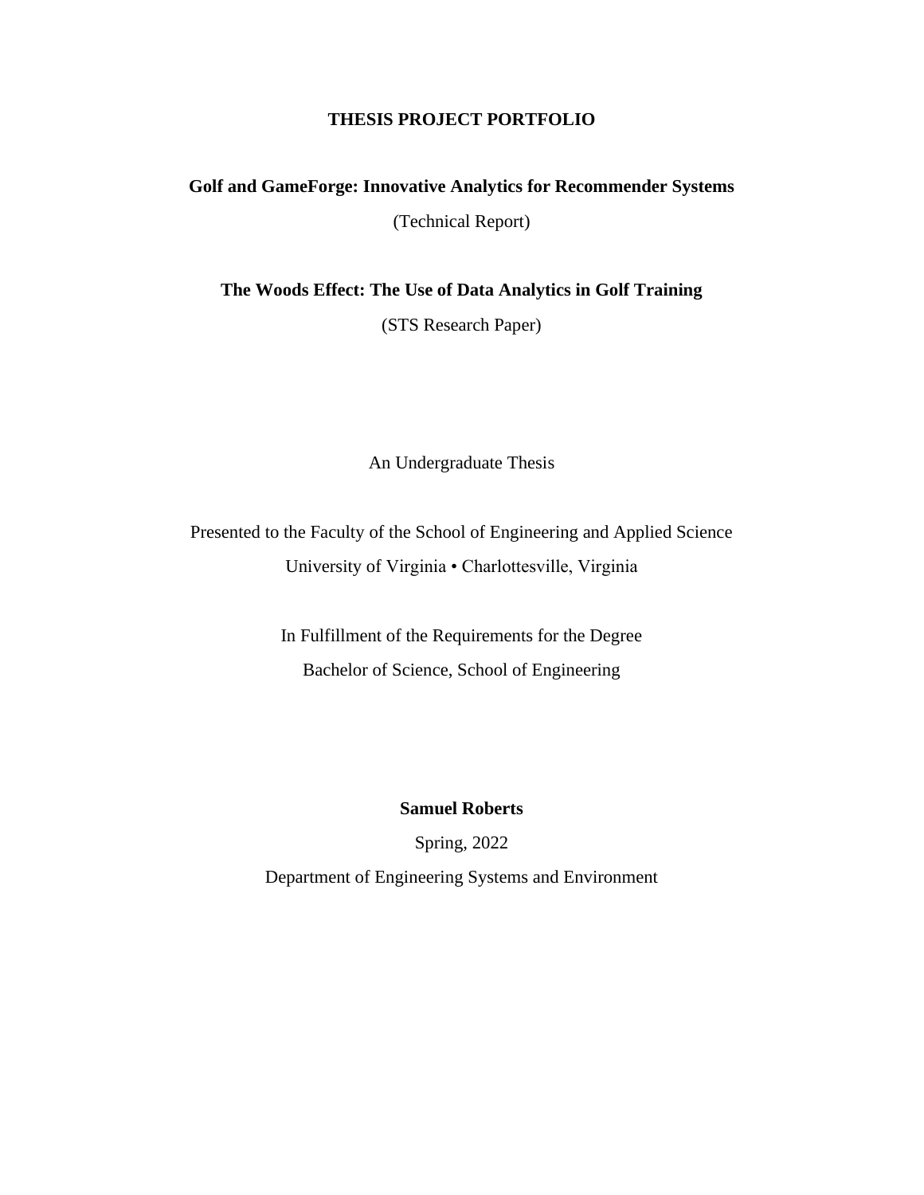# THESIS PROJECT PORTFOLIO

**Golf and GameForge: Innovative Analytics for Recommender Systems**

(Technical Report)

**The Woods Effect: The Use of Data Analytics in Golf Training**

(STS Research Paper)

An Undergraduate Thesis

Presented to the Faculty of the School of Engineering and Applied Science

University of Virginia • Charlottesville, Virginia

In Fulfillment of the Requirements for the Degree

Bachelor of Science, School of Engineering

**Samuel Roberts**

Spring, 2022

Department of Engineering Systems and Environment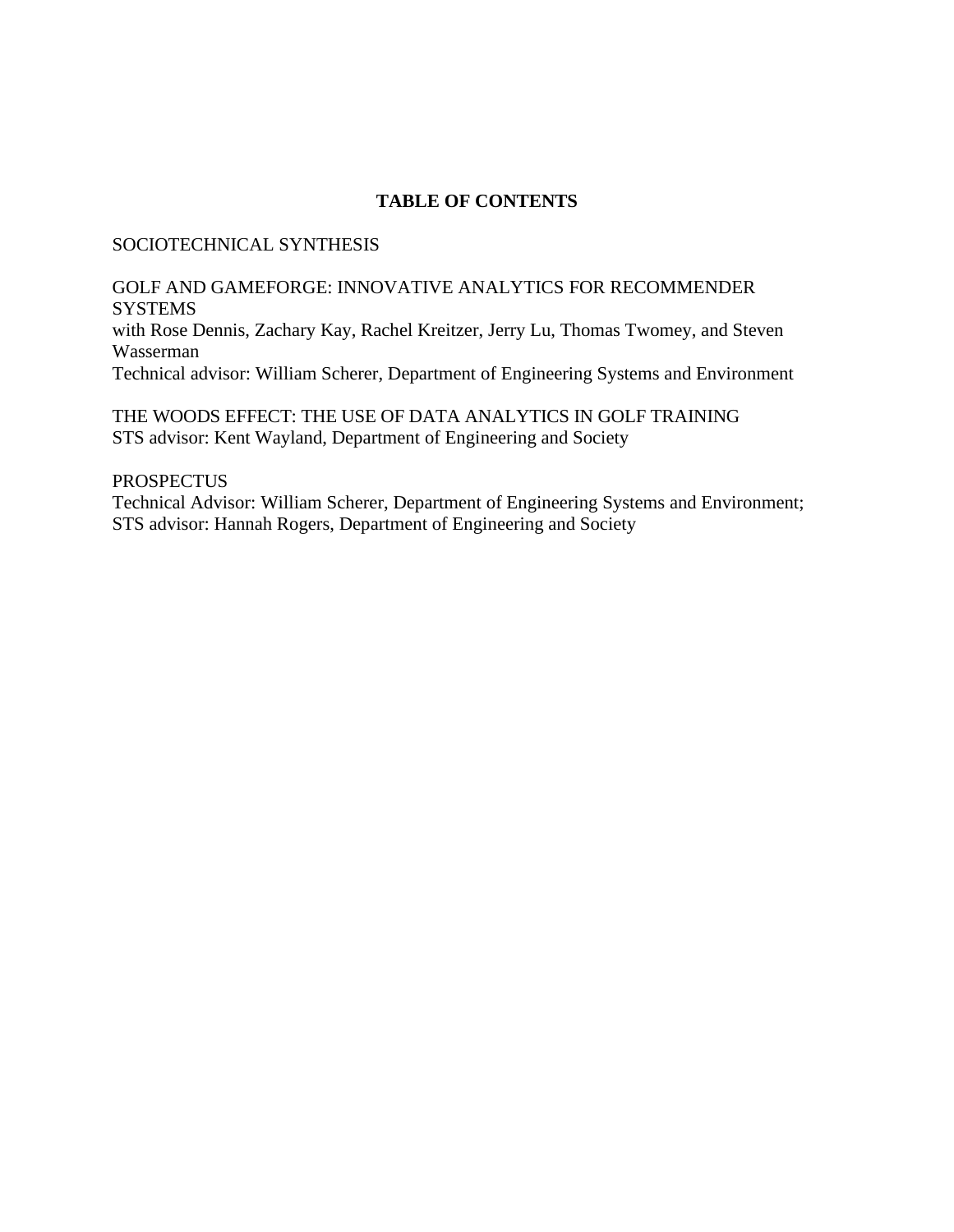# TABLE OF CONTENTS

SOCIOTECHNICAL SYNTHESIS

GOLF AND GAMEFORGE: INNOVATIVE ANALYTICS FOR RECOMMENDER SYSTEMS
with Rose Dennis, Zachary Kay, Rachel Kreitzer, Jerry Lu, Thomas Twomey, and Steven Wasserman
Technical advisor: William Scherer, Department of Engineering Systems and Environment

THE WOODS EFFECT: THE USE OF DATA ANALYTICS IN GOLF TRAINING
STS advisor: Kent Wayland, Department of Engineering and Society

PROSPECTUS
Technical Advisor: William Scherer, Department of Engineering Systems and Environment;
STS advisor: Hannah Rogers, Department of Engineering and Society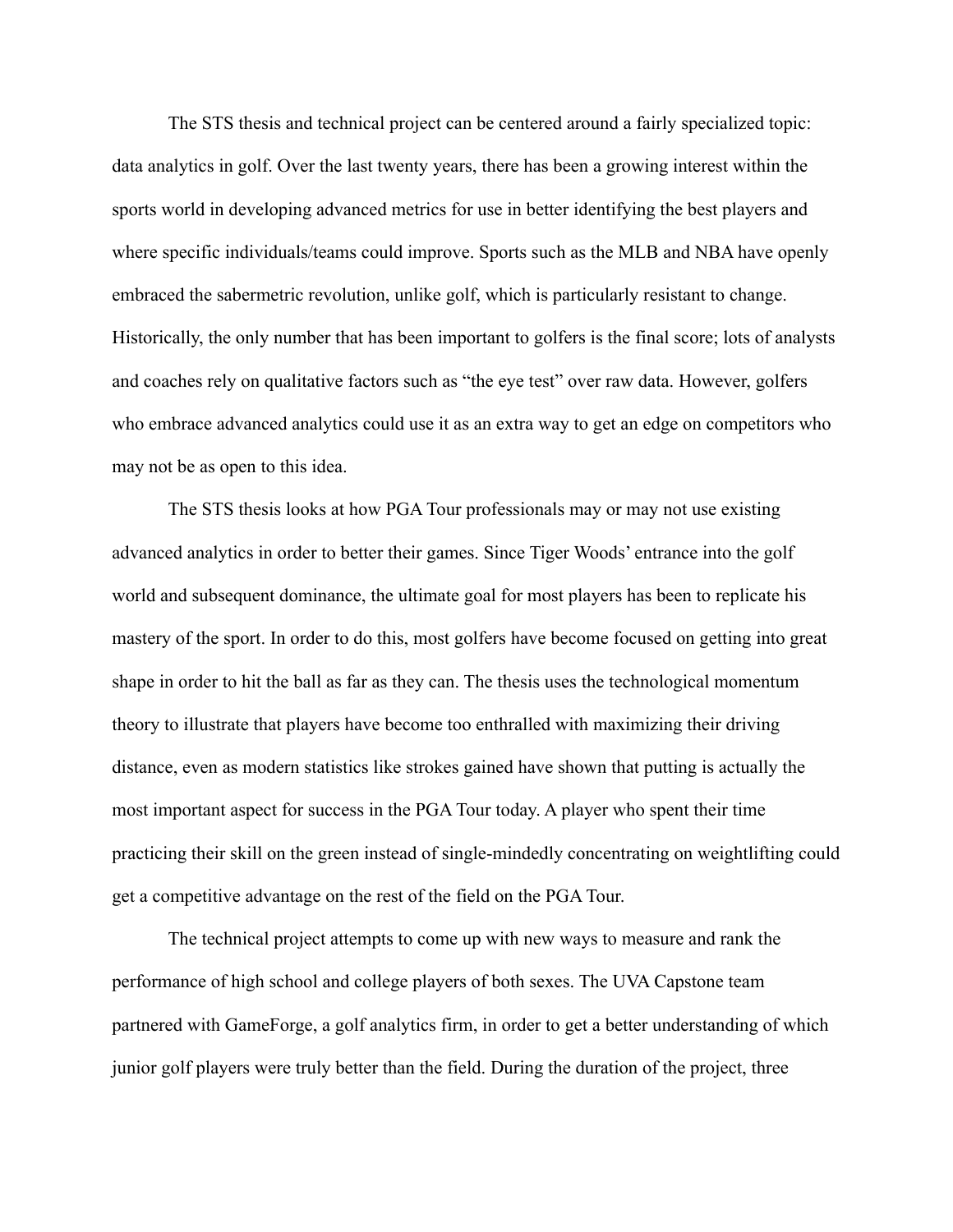The STS thesis and technical project can be centered around a fairly specialized topic: data analytics in golf. Over the last twenty years, there has been a growing interest within the sports world in developing advanced metrics for use in better identifying the best players and where specific individuals/teams could improve. Sports such as the MLB and NBA have openly embraced the sabermetric revolution, unlike golf, which is particularly resistant to change. Historically, the only number that has been important to golfers is the final score; lots of analysts and coaches rely on qualitative factors such as "the eye test" over raw data. However, golfers who embrace advanced analytics could use it as an extra way to get an edge on competitors who may not be as open to this idea.

The STS thesis looks at how PGA Tour professionals may or may not use existing advanced analytics in order to better their games. Since Tiger Woods' entrance into the golf world and subsequent dominance, the ultimate goal for most players has been to replicate his mastery of the sport. In order to do this, most golfers have become focused on getting into great shape in order to hit the ball as far as they can. The thesis uses the technological momentum theory to illustrate that players have become too enthralled with maximizing their driving distance, even as modern statistics like strokes gained have shown that putting is actually the most important aspect for success in the PGA Tour today. A player who spent their time practicing their skill on the green instead of single-mindedly concentrating on weightlifting could get a competitive advantage on the rest of the field on the PGA Tour.

The technical project attempts to come up with new ways to measure and rank the performance of high school and college players of both sexes. The UVA Capstone team partnered with GameForge, a golf analytics firm, in order to get a better understanding of which junior golf players were truly better than the field. During the duration of the project, three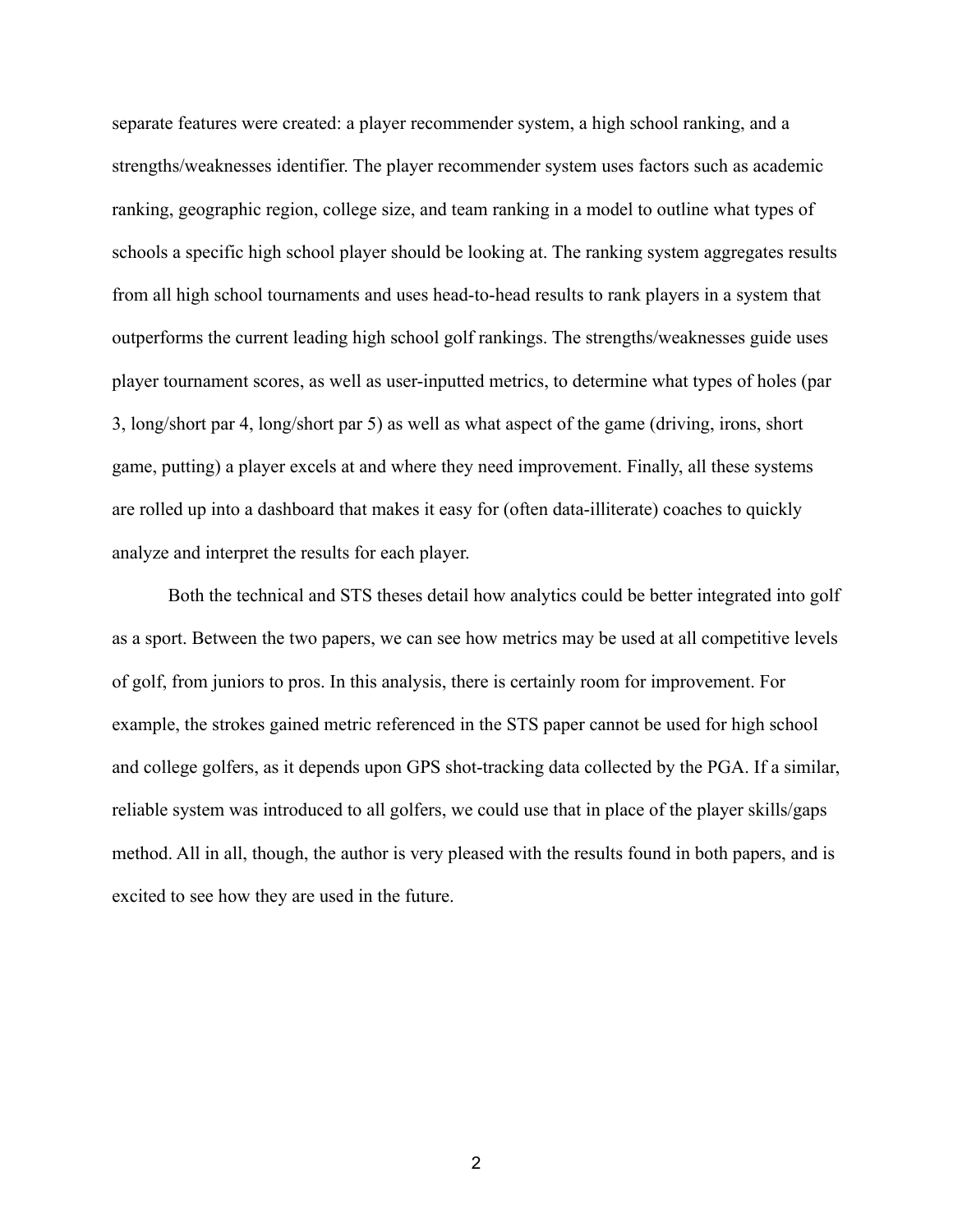separate features were created: a player recommender system, a high school ranking, and a strengths/weaknesses identifier. The player recommender system uses factors such as academic ranking, geographic region, college size, and team ranking in a model to outline what types of schools a specific high school player should be looking at. The ranking system aggregates results from all high school tournaments and uses head-to-head results to rank players in a system that outperforms the current leading high school golf rankings. The strengths/weaknesses guide uses player tournament scores, as well as user-inputted metrics, to determine what types of holes (par 3, long/short par 4, long/short par 5) as well as what aspect of the game (driving, irons, short game, putting) a player excels at and where they need improvement. Finally, all these systems are rolled up into a dashboard that makes it easy for (often data-illiterate) coaches to quickly analyze and interpret the results for each player.

Both the technical and STS theses detail how analytics could be better integrated into golf as a sport. Between the two papers, we can see how metrics may be used at all competitive levels of golf, from juniors to pros. In this analysis, there is certainly room for improvement. For example, the strokes gained metric referenced in the STS paper cannot be used for high school and college golfers, as it depends upon GPS shot-tracking data collected by the PGA. If a similar, reliable system was introduced to all golfers, we could use that in place of the player skills/gaps method. All in all, though, the author is very pleased with the results found in both papers, and is excited to see how they are used in the future.